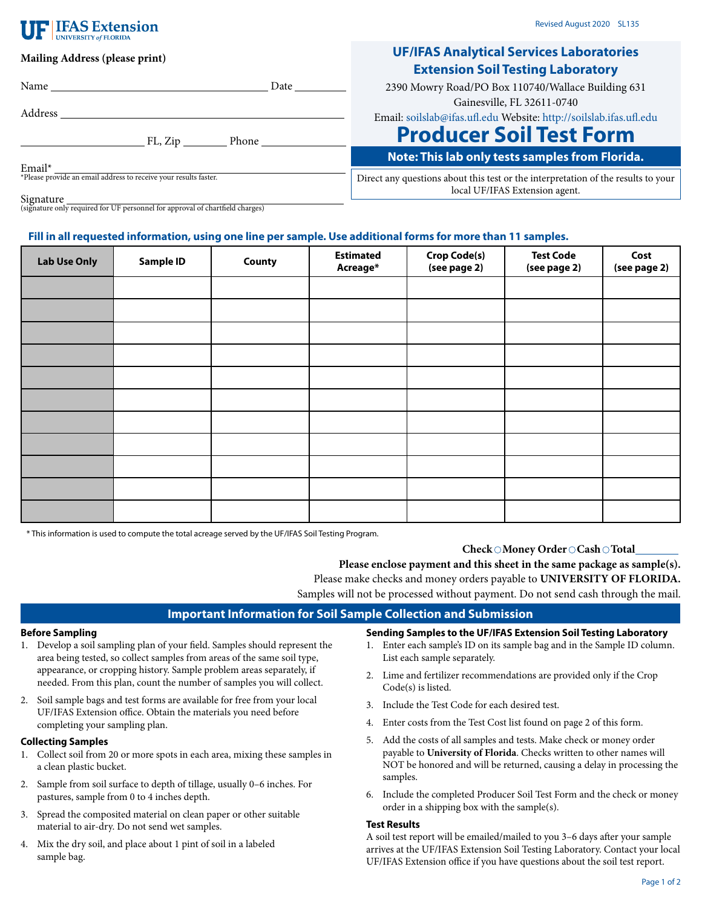UF | IFAS Extension
UNIVERSITY of FLORIDA

Revised August 2020 SL135

**Mailing Address (please print)**

Name ______________________________ Date __________

Address ______________________________

______________ FL, Zip ________ Phone __________

Email* ______________________________
*Please provide an email address to receive your results faster.

Signature ______________________________
(signature only required for UF personnel for approval of chartfield charges)

## UF/IFAS Analytical Services Laboratories
## Extension Soil Testing Laboratory

2390 Mowry Road/PO Box 110740/Wallace Building 631
Gainesville, FL 32611-0740
Email: soilslab@ifas.ufl.edu Website: http://soilslab.ifas.ufl.edu

# Producer Soil Test Form

**Note: This lab only tests samples from Florida.**

Direct any questions about this test or the interpretation of the results to your local UF/IFAS Extension agent.

**Fill in all requested information, using one line per sample. Use additional forms for more than 11 samples.**

| Lab Use Only | Sample ID | County | Estimated Acreage* | Crop Code(s) (see page 2) | Test Code (see page 2) | Cost (see page 2) |
|---|---|---|---|---|---|---|
| | | | | | | |
| | | | | | | |
| | | | | | | |
| | | | | | | |
| | | | | | | |
| | | | | | | |
| | | | | | | |
| | | | | | | |
| | | | | | | |
| | | | | | | |
| | | | | | | |

\* This information is used to compute the total acreage served by the UF/IFAS Soil Testing Program.

**Check** ○ **Money Order** ○ **Cash** ○ **Total** ________

**Please enclose payment and this sheet in the same package as sample(s).**
Please make checks and money orders payable to **UNIVERSITY OF FLORIDA.**
Samples will not be processed without payment. Do not send cash through the mail.

## Important Information for Soil Sample Collection and Submission

### Before Sampling

1. Develop a soil sampling plan of your field. Samples should represent the area being tested, so collect samples from areas of the same soil type, appearance, or cropping history. Sample problem areas separately, if needed. From this plan, count the number of samples you will collect.
2. Soil sample bags and test forms are available for free from your local UF/IFAS Extension office. Obtain the materials you need before completing your sampling plan.

### Collecting Samples

1. Collect soil from 20 or more spots in each area, mixing these samples in a clean plastic bucket.
2. Sample from soil surface to depth of tillage, usually 0–6 inches. For pastures, sample from 0 to 4 inches depth.
3. Spread the composited material on clean paper or other suitable material to air-dry. Do not send wet samples.
4. Mix the dry soil, and place about 1 pint of soil in a labeled sample bag.

### Sending Samples to the UF/IFAS Extension Soil Testing Laboratory

1. Enter each sample's ID on its sample bag and in the Sample ID column. List each sample separately.
2. Lime and fertilizer recommendations are provided only if the Crop Code(s) is listed.
3. Include the Test Code for each desired test.
4. Enter costs from the Test Cost list found on page 2 of this form.
5. Add the costs of all samples and tests. Make check or money order payable to **University of Florida**. Checks written to other names will NOT be honored and will be returned, causing a delay in processing the samples.
6. Include the completed Producer Soil Test Form and the check or money order in a shipping box with the sample(s).

### Test Results

A soil test report will be emailed/mailed to you 3–6 days after your sample arrives at the UF/IFAS Extension Soil Testing Laboratory. Contact your local UF/IFAS Extension office if you have questions about the soil test report.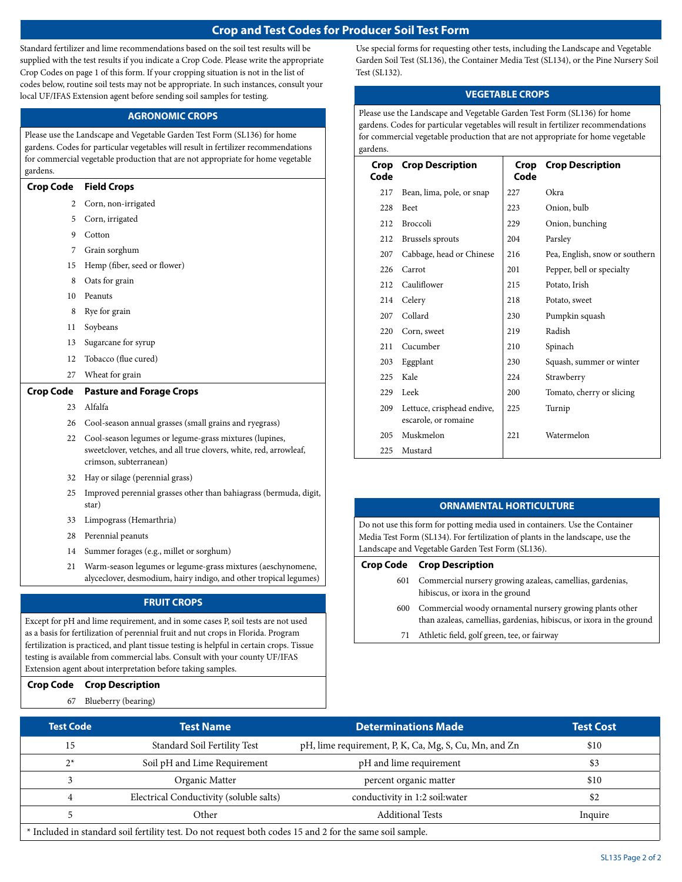# Crop and Test Codes for Producer Soil Test Form

Standard fertilizer and lime recommendations based on the soil test results will be supplied with the test results if you indicate a Crop Code. Please write the appropriate Crop Codes on page 1 of this form. If your cropping situation is not in the list of codes below, routine soil tests may not be appropriate. In such instances, consult your local UF/IFAS Extension agent before sending soil samples for testing.

Use special forms for requesting other tests, including the Landscape and Vegetable Garden Soil Test (SL136), the Container Media Test (SL134), or the Pine Nursery Soil Test (SL132).

## AGRONOMIC CROPS

Please use the Landscape and Vegetable Garden Test Form (SL136) for home gardens. Codes for particular vegetables will result in fertilizer recommendations for commercial vegetable production that are not appropriate for home vegetable gardens.

| Crop Code | Field Crops |
|---|---|
| 2 | Corn, non-irrigated |
| 5 | Corn, irrigated |
| 9 | Cotton |
| 7 | Grain sorghum |
| 15 | Hemp (fiber, seed or flower) |
| 8 | Oats for grain |
| 10 | Peanuts |
| 8 | Rye for grain |
| 11 | Soybeans |
| 13 | Sugarcane for syrup |
| 12 | Tobacco (flue cured) |
| 27 | Wheat for grain |

| Crop Code | Pasture and Forage Crops |
|---|---|
| 23 | Alfalfa |
| 26 | Cool-season annual grasses (small grains and ryegrass) |
| 22 | Cool-season legumes or legume-grass mixtures (lupines, sweetclover, vetches, and all true clovers, white, red, arrowleaf, crimson, subterranean) |
| 32 | Hay or silage (perennial grass) |
| 25 | Improved perennial grasses other than bahiagrass (bermuda, digit, star) |
| 33 | Limpograss (Hemarthria) |
| 28 | Perennial peanuts |
| 14 | Summer forages (e.g., millet or sorghum) |
| 21 | Warm-season legumes or legume-grass mixtures (aeschynomene, alyceclover, desmodium, hairy indigo, and other tropical legumes) |

## FRUIT CROPS

Except for pH and lime requirement, and in some cases P, soil tests are not used as a basis for fertilization of perennial fruit and nut crops in Florida. Program fertilization is practiced, and plant tissue testing is helpful in certain crops. Tissue testing is available from commercial labs. Consult with your county UF/IFAS Extension agent about interpretation before taking samples.

| Crop Code | Crop Description |
|---|---|
| 67 | Blueberry (bearing) |

## VEGETABLE CROPS

Please use the Landscape and Vegetable Garden Test Form (SL136) for home gardens. Codes for particular vegetables will result in fertilizer recommendations for commercial vegetable production that are not appropriate for home vegetable gardens.

| Crop Code | Crop Description | Crop Code | Crop Description |
|---|---|---|---|
| 217 | Bean, lima, pole, or snap | 227 | Okra |
| 228 | Beet | 223 | Onion, bulb |
| 212 | Broccoli | 229 | Onion, bunching |
| 212 | Brussels sprouts | 204 | Parsley |
| 207 | Cabbage, head or Chinese | 216 | Pea, English, snow or southern |
| 226 | Carrot | 201 | Pepper, bell or specialty |
| 212 | Cauliflower | 215 | Potato, Irish |
| 214 | Celery | 218 | Potato, sweet |
| 207 | Collard | 230 | Pumpkin squash |
| 220 | Corn, sweet | 219 | Radish |
| 211 | Cucumber | 210 | Spinach |
| 203 | Eggplant | 230 | Squash, summer or winter |
| 225 | Kale | 224 | Strawberry |
| 229 | Leek | 200 | Tomato, cherry or slicing |
| 209 | Lettuce, crisphead endive, escarole, or romaine | 225 | Turnip |
| 205 | Muskmelon | 221 | Watermelon |
| 225 | Mustard | | |

## ORNAMENTAL HORTICULTURE

Do not use this form for potting media used in containers. Use the Container Media Test Form (SL134). For fertilization of plants in the landscape, use the Landscape and Vegetable Garden Test Form (SL136).

| Crop Code | Crop Description |
|---|---|
| 601 | Commercial nursery growing azaleas, camellias, gardenias, hibiscus, or ixora in the ground |
| 600 | Commercial woody ornamental nursery growing plants other than azaleas, camellias, gardenias, hibiscus, or ixora in the ground |
| 71 | Athletic field, golf green, tee, or fairway |

| Test Code | Test Name | Determinations Made | Test Cost |
|---|---|---|---|
| 15 | Standard Soil Fertility Test | pH, lime requirement, P, K, Ca, Mg, S, Cu, Mn, and Zn | $10 |
| 2* | Soil pH and Lime Requirement | pH and lime requirement | $3 |
| 3 | Organic Matter | percent organic matter | $10 |
| 4 | Electrical Conductivity (soluble salts) | conductivity in 1:2 soil:water | $2 |
| 5 | Other | Additional Tests | Inquire |

\* Included in standard soil fertility test. Do not request both codes 15 and 2 for the same soil sample.